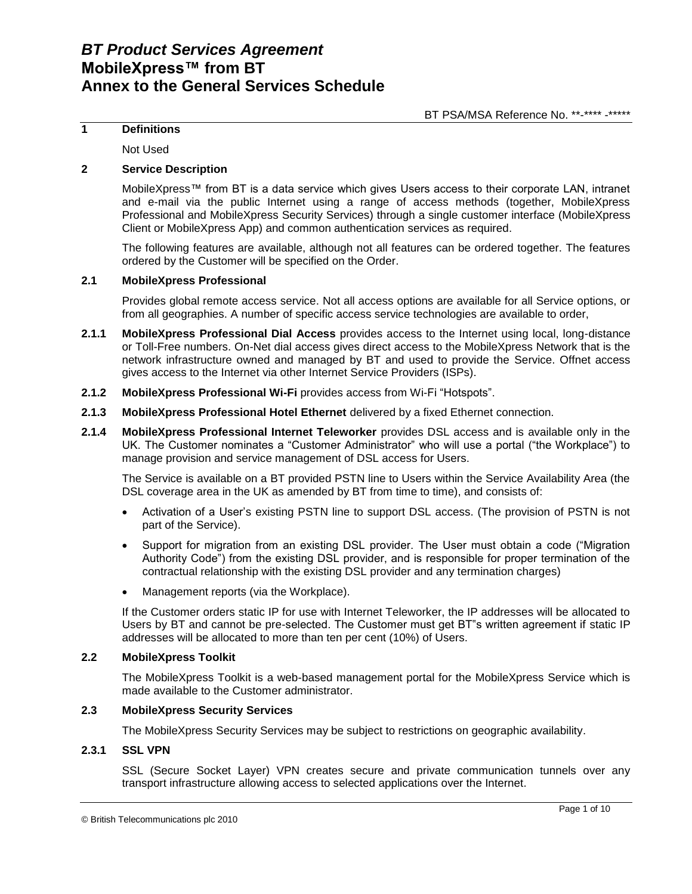# *BT Product Services Agreement*
# MobileXpress™ from BT
# Annex to the General Services Schedule

BT PSA/MSA Reference No. **-**** -*****

## 1 Definitions

Not Used

## 2 Service Description

MobileXpress™ from BT is a data service which gives Users access to their corporate LAN, intranet and e-mail via the public Internet using a range of access methods (together, MobileXpress Professional and MobileXpress Security Services) through a single customer interface (MobileXpress Client or MobileXpress App) and common authentication services as required.

The following features are available, although not all features can be ordered together. The features ordered by the Customer will be specified on the Order.

### 2.1 MobileXpress Professional

Provides global remote access service. Not all access options are available for all Service options, or from all geographies. A number of specific access service technologies are available to order,

**2.1.1** **MobileXpress Professional Dial Access** provides access to the Internet using local, long-distance or Toll-Free numbers. On-Net dial access gives direct access to the MobileXpress Network that is the network infrastructure owned and managed by BT and used to provide the Service. Offnet access gives access to the Internet via other Internet Service Providers (ISPs).

**2.1.2** **MobileXpress Professional Wi-Fi** provides access from Wi-Fi "Hotspots".

**2.1.3** **MobileXpress Professional Hotel Ethernet** delivered by a fixed Ethernet connection.

**2.1.4** **MobileXpress Professional Internet Teleworker** provides DSL access and is available only in the UK. The Customer nominates a "Customer Administrator" who will use a portal ("the Workplace") to manage provision and service management of DSL access for Users.

The Service is available on a BT provided PSTN line to Users within the Service Availability Area (the DSL coverage area in the UK as amended by BT from time to time), and consists of:

- Activation of a User's existing PSTN line to support DSL access. (The provision of PSTN is not part of the Service).
- Support for migration from an existing DSL provider. The User must obtain a code ("Migration Authority Code") from the existing DSL provider, and is responsible for proper termination of the contractual relationship with the existing DSL provider and any termination charges)
- Management reports (via the Workplace).

If the Customer orders static IP for use with Internet Teleworker, the IP addresses will be allocated to Users by BT and cannot be pre-selected. The Customer must get BT"s written agreement if static IP addresses will be allocated to more than ten per cent (10%) of Users.

### 2.2 MobileXpress Toolkit

The MobileXpress Toolkit is a web-based management portal for the MobileXpress Service which is made available to the Customer administrator.

### 2.3 MobileXpress Security Services

The MobileXpress Security Services may be subject to restrictions on geographic availability.

**2.3.1** **SSL VPN**

SSL (Secure Socket Layer) VPN creates secure and private communication tunnels over any transport infrastructure allowing access to selected applications over the Internet.

© British Telecommunications plc 2010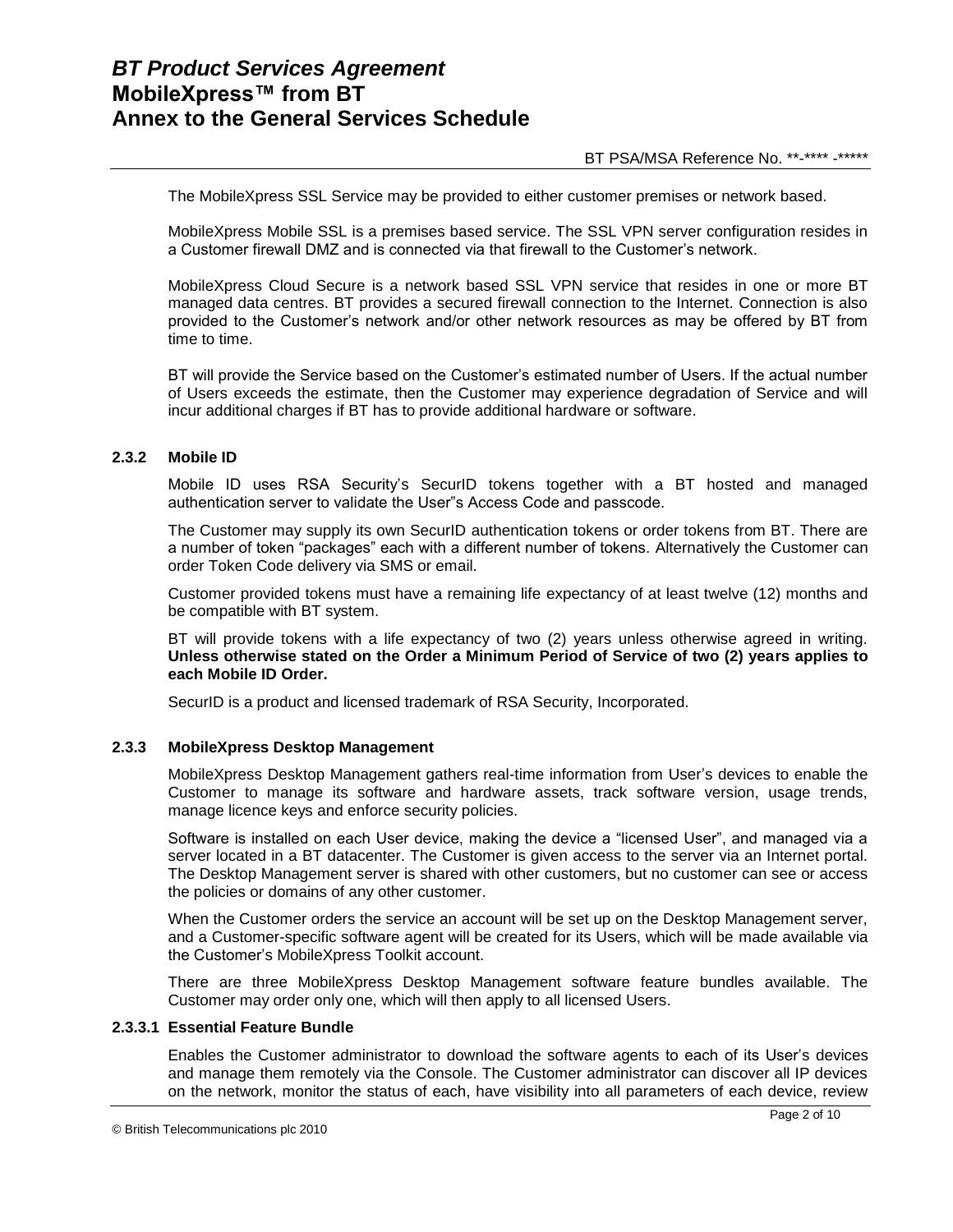The MobileXpress SSL Service may be provided to either customer premises or network based.

MobileXpress Mobile SSL is a premises based service. The SSL VPN server configuration resides in a Customer firewall DMZ and is connected via that firewall to the Customer's network.

MobileXpress Cloud Secure is a network based SSL VPN service that resides in one or more BT managed data centres. BT provides a secured firewall connection to the Internet. Connection is also provided to the Customer's network and/or other network resources as may be offered by BT from time to time.

BT will provide the Service based on the Customer's estimated number of Users. If the actual number of Users exceeds the estimate, then the Customer may experience degradation of Service and will incur additional charges if BT has to provide additional hardware or software.

#### 2.3.2 Mobile ID

Mobile ID uses RSA Security's SecurID tokens together with a BT hosted and managed authentication server to validate the User"s Access Code and passcode.

The Customer may supply its own SecurID authentication tokens or order tokens from BT. There are a number of token "packages" each with a different number of tokens. Alternatively the Customer can order Token Code delivery via SMS or email.

Customer provided tokens must have a remaining life expectancy of at least twelve (12) months and be compatible with BT system.

BT will provide tokens with a life expectancy of two (2) years unless otherwise agreed in writing. **Unless otherwise stated on the Order a Minimum Period of Service of two (2) years applies to each Mobile ID Order.**

SecurID is a product and licensed trademark of RSA Security, Incorporated.

#### 2.3.3 MobileXpress Desktop Management

MobileXpress Desktop Management gathers real-time information from User's devices to enable the Customer to manage its software and hardware assets, track software version, usage trends, manage licence keys and enforce security policies.

Software is installed on each User device, making the device a "licensed User", and managed via a server located in a BT datacenter. The Customer is given access to the server via an Internet portal. The Desktop Management server is shared with other customers, but no customer can see or access the policies or domains of any other customer.

When the Customer orders the service an account will be set up on the Desktop Management server, and a Customer-specific software agent will be created for its Users, which will be made available via the Customer's MobileXpress Toolkit account.

There are three MobileXpress Desktop Management software feature bundles available. The Customer may order only one, which will then apply to all licensed Users.

##### 2.3.3.1 Essential Feature Bundle

Enables the Customer administrator to download the software agents to each of its User's devices and manage them remotely via the Console. The Customer administrator can discover all IP devices on the network, monitor the status of each, have visibility into all parameters of each device, review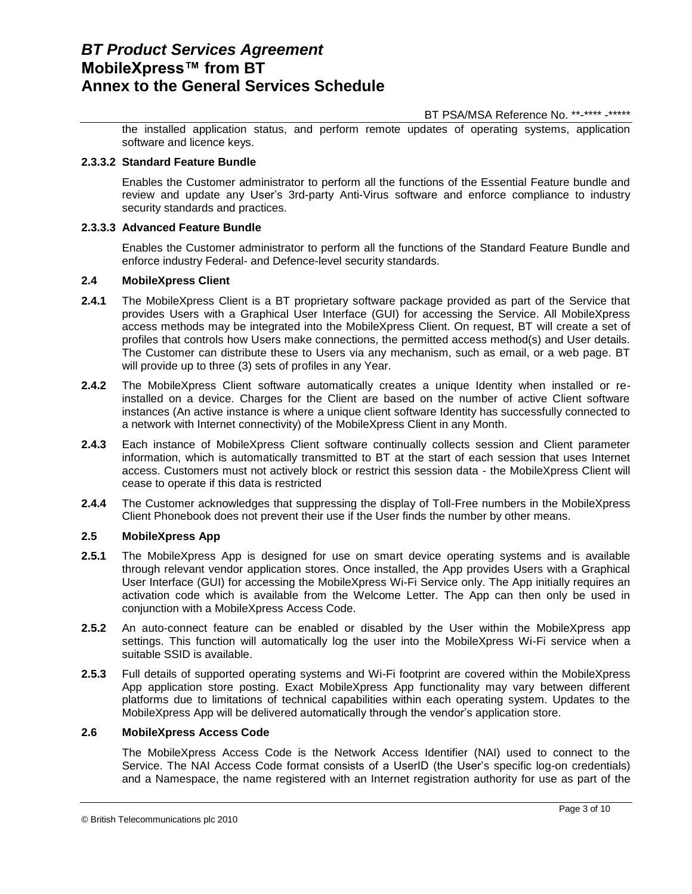the installed application status, and perform remote updates of operating systems, application software and licence keys.

#### 2.3.3.2 Standard Feature Bundle

Enables the Customer administrator to perform all the functions of the Essential Feature bundle and review and update any User's 3rd-party Anti-Virus software and enforce compliance to industry security standards and practices.

#### 2.3.3.3 Advanced Feature Bundle

Enables the Customer administrator to perform all the functions of the Standard Feature Bundle and enforce industry Federal- and Defence-level security standards.

### 2.4 MobileXpress Client

**2.4.1** The MobileXpress Client is a BT proprietary software package provided as part of the Service that provides Users with a Graphical User Interface (GUI) for accessing the Service. All MobileXpress access methods may be integrated into the MobileXpress Client. On request, BT will create a set of profiles that controls how Users make connections, the permitted access method(s) and User details. The Customer can distribute these to Users via any mechanism, such as email, or a web page. BT will provide up to three (3) sets of profiles in any Year.

**2.4.2** The MobileXpress Client software automatically creates a unique Identity when installed or re-installed on a device. Charges for the Client are based on the number of active Client software instances (An active instance is where a unique client software Identity has successfully connected to a network with Internet connectivity) of the MobileXpress Client in any Month.

**2.4.3** Each instance of MobileXpress Client software continually collects session and Client parameter information, which is automatically transmitted to BT at the start of each session that uses Internet access. Customers must not actively block or restrict this session data - the MobileXpress Client will cease to operate if this data is restricted

**2.4.4** The Customer acknowledges that suppressing the display of Toll-Free numbers in the MobileXpress Client Phonebook does not prevent their use if the User finds the number by other means.

### 2.5 MobileXpress App

**2.5.1** The MobileXpress App is designed for use on smart device operating systems and is available through relevant vendor application stores. Once installed, the App provides Users with a Graphical User Interface (GUI) for accessing the MobileXpress Wi-Fi Service only. The App initially requires an activation code which is available from the Welcome Letter. The App can then only be used in conjunction with a MobileXpress Access Code.

**2.5.2** An auto-connect feature can be enabled or disabled by the User within the MobileXpress app settings. This function will automatically log the user into the MobileXpress Wi-Fi service when a suitable SSID is available.

**2.5.3** Full details of supported operating systems and Wi-Fi footprint are covered within the MobileXpress App application store posting. Exact MobileXpress App functionality may vary between different platforms due to limitations of technical capabilities within each operating system. Updates to the MobileXpress App will be delivered automatically through the vendor's application store.

### 2.6 MobileXpress Access Code

The MobileXpress Access Code is the Network Access Identifier (NAI) used to connect to the Service. The NAI Access Code format consists of a UserID (the User's specific log-on credentials) and a Namespace, the name registered with an Internet registration authority for use as part of the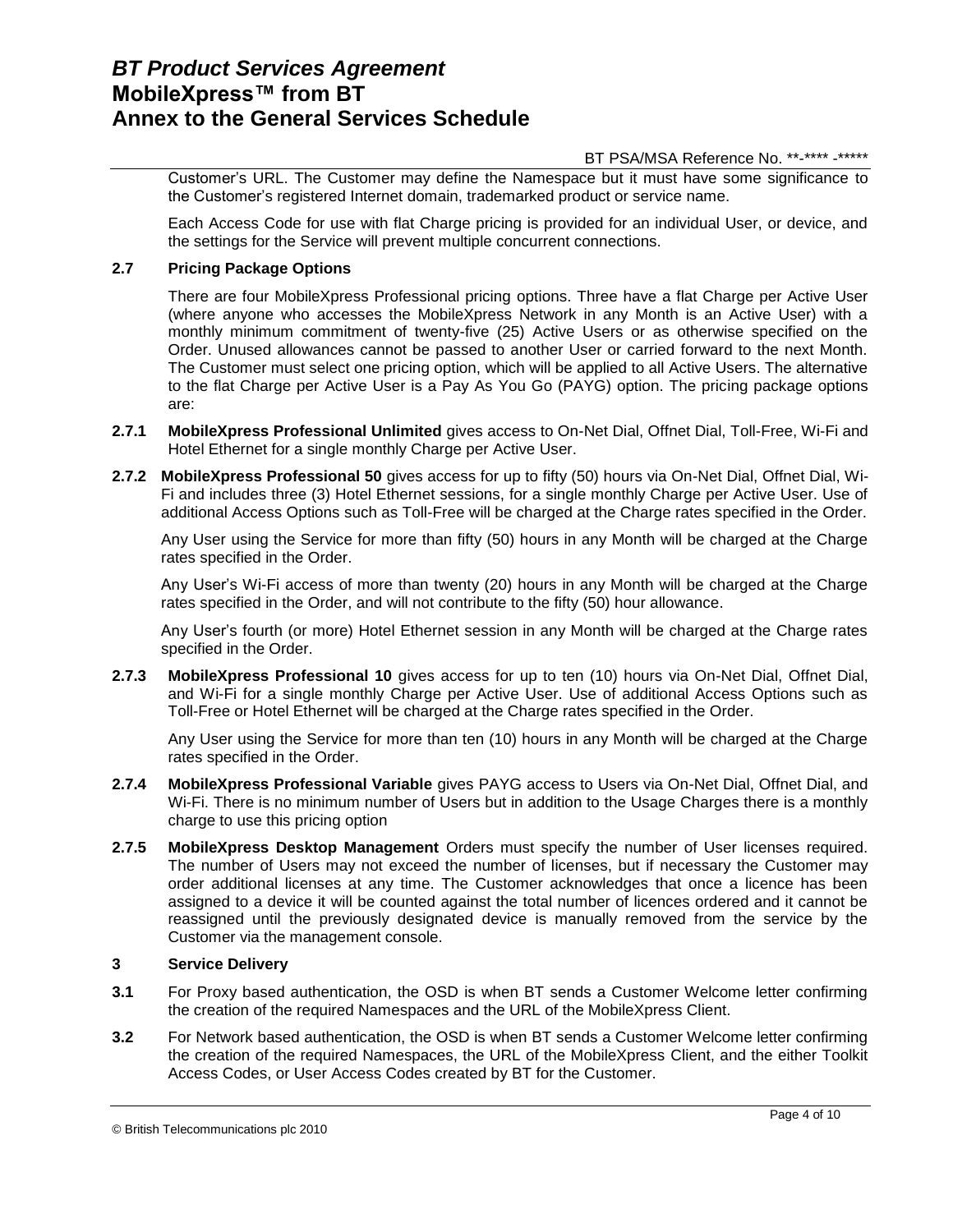Customer's URL. The Customer may define the Namespace but it must have some significance to the Customer's registered Internet domain, trademarked product or service name.

Each Access Code for use with flat Charge pricing is provided for an individual User, or device, and the settings for the Service will prevent multiple concurrent connections.

**2.7 Pricing Package Options**

There are four MobileXpress Professional pricing options. Three have a flat Charge per Active User (where anyone who accesses the MobileXpress Network in any Month is an Active User) with a monthly minimum commitment of twenty-five (25) Active Users or as otherwise specified on the Order. Unused allowances cannot be passed to another User or carried forward to the next Month. The Customer must select one pricing option, which will be applied to all Active Users. The alternative to the flat Charge per Active User is a Pay As You Go (PAYG) option. The pricing package options are:

**2.7.1** **MobileXpress Professional Unlimited** gives access to On-Net Dial, Offnet Dial, Toll-Free, Wi-Fi and Hotel Ethernet for a single monthly Charge per Active User.

**2.7.2** **MobileXpress Professional 50** gives access for up to fifty (50) hours via On-Net Dial, Offnet Dial, Wi-Fi and includes three (3) Hotel Ethernet sessions, for a single monthly Charge per Active User. Use of additional Access Options such as Toll-Free will be charged at the Charge rates specified in the Order.

Any User using the Service for more than fifty (50) hours in any Month will be charged at the Charge rates specified in the Order.

Any User's Wi-Fi access of more than twenty (20) hours in any Month will be charged at the Charge rates specified in the Order, and will not contribute to the fifty (50) hour allowance.

Any User's fourth (or more) Hotel Ethernet session in any Month will be charged at the Charge rates specified in the Order.

**2.7.3** **MobileXpress Professional 10** gives access for up to ten (10) hours via On-Net Dial, Offnet Dial, and Wi-Fi for a single monthly Charge per Active User. Use of additional Access Options such as Toll-Free or Hotel Ethernet will be charged at the Charge rates specified in the Order.

Any User using the Service for more than ten (10) hours in any Month will be charged at the Charge rates specified in the Order.

**2.7.4** **MobileXpress Professional Variable** gives PAYG access to Users via On-Net Dial, Offnet Dial, and Wi-Fi. There is no minimum number of Users but in addition to the Usage Charges there is a monthly charge to use this pricing option

**2.7.5** **MobileXpress Desktop Management** Orders must specify the number of User licenses required. The number of Users may not exceed the number of licenses, but if necessary the Customer may order additional licenses at any time. The Customer acknowledges that once a licence has been assigned to a device it will be counted against the total number of licences ordered and it cannot be reassigned until the previously designated device is manually removed from the service by the Customer via the management console.

**3 Service Delivery**

**3.1** For Proxy based authentication, the OSD is when BT sends a Customer Welcome letter confirming the creation of the required Namespaces and the URL of the MobileXpress Client.

**3.2** For Network based authentication, the OSD is when BT sends a Customer Welcome letter confirming the creation of the required Namespaces, the URL of the MobileXpress Client, and the either Toolkit Access Codes, or User Access Codes created by BT for the Customer.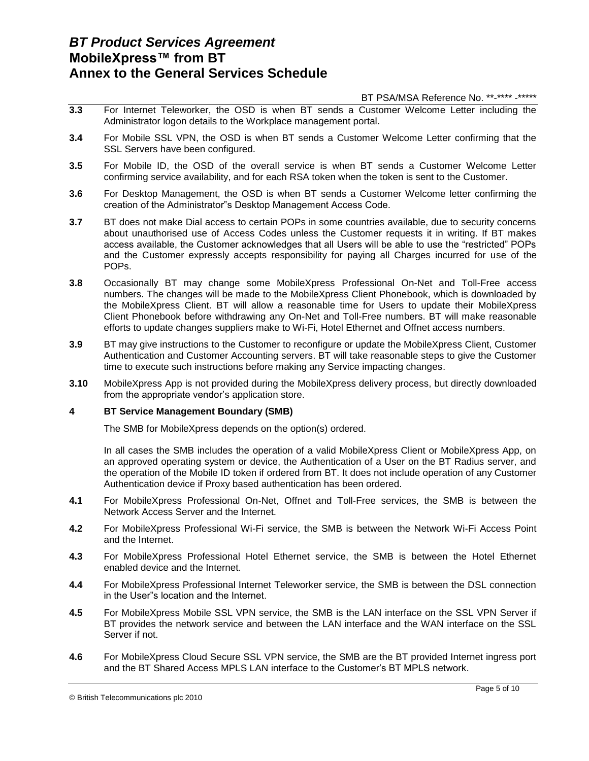**3.3** For Internet Teleworker, the OSD is when BT sends a Customer Welcome Letter including the Administrator logon details to the Workplace management portal.

**3.4** For Mobile SSL VPN, the OSD is when BT sends a Customer Welcome Letter confirming that the SSL Servers have been configured.

**3.5** For Mobile ID, the OSD of the overall service is when BT sends a Customer Welcome Letter confirming service availability, and for each RSA token when the token is sent to the Customer.

**3.6** For Desktop Management, the OSD is when BT sends a Customer Welcome letter confirming the creation of the Administrator"s Desktop Management Access Code.

**3.7** BT does not make Dial access to certain POPs in some countries available, due to security concerns about unauthorised use of Access Codes unless the Customer requests it in writing. If BT makes access available, the Customer acknowledges that all Users will be able to use the "restricted" POPs and the Customer expressly accepts responsibility for paying all Charges incurred for use of the POPs.

**3.8** Occasionally BT may change some MobileXpress Professional On-Net and Toll-Free access numbers. The changes will be made to the MobileXpress Client Phonebook, which is downloaded by the MobileXpress Client. BT will allow a reasonable time for Users to update their MobileXpress Client Phonebook before withdrawing any On-Net and Toll-Free numbers. BT will make reasonable efforts to update changes suppliers make to Wi-Fi, Hotel Ethernet and Offnet access numbers.

**3.9** BT may give instructions to the Customer to reconfigure or update the MobileXpress Client, Customer Authentication and Customer Accounting servers. BT will take reasonable steps to give the Customer time to execute such instructions before making any Service impacting changes.

**3.10** MobileXpress App is not provided during the MobileXpress delivery process, but directly downloaded from the appropriate vendor's application store.

## 4 BT Service Management Boundary (SMB)

The SMB for MobileXpress depends on the option(s) ordered.

In all cases the SMB includes the operation of a valid MobileXpress Client or MobileXpress App, on an approved operating system or device, the Authentication of a User on the BT Radius server, and the operation of the Mobile ID token if ordered from BT. It does not include operation of any Customer Authentication device if Proxy based authentication has been ordered.

**4.1** For MobileXpress Professional On-Net, Offnet and Toll-Free services, the SMB is between the Network Access Server and the Internet.

**4.2** For MobileXpress Professional Wi-Fi service, the SMB is between the Network Wi-Fi Access Point and the Internet.

**4.3** For MobileXpress Professional Hotel Ethernet service, the SMB is between the Hotel Ethernet enabled device and the Internet.

**4.4** For MobileXpress Professional Internet Teleworker service, the SMB is between the DSL connection in the User"s location and the Internet.

**4.5** For MobileXpress Mobile SSL VPN service, the SMB is the LAN interface on the SSL VPN Server if BT provides the network service and between the LAN interface and the WAN interface on the SSL Server if not.

**4.6** For MobileXpress Cloud Secure SSL VPN service, the SMB are the BT provided Internet ingress port and the BT Shared Access MPLS LAN interface to the Customer's BT MPLS network.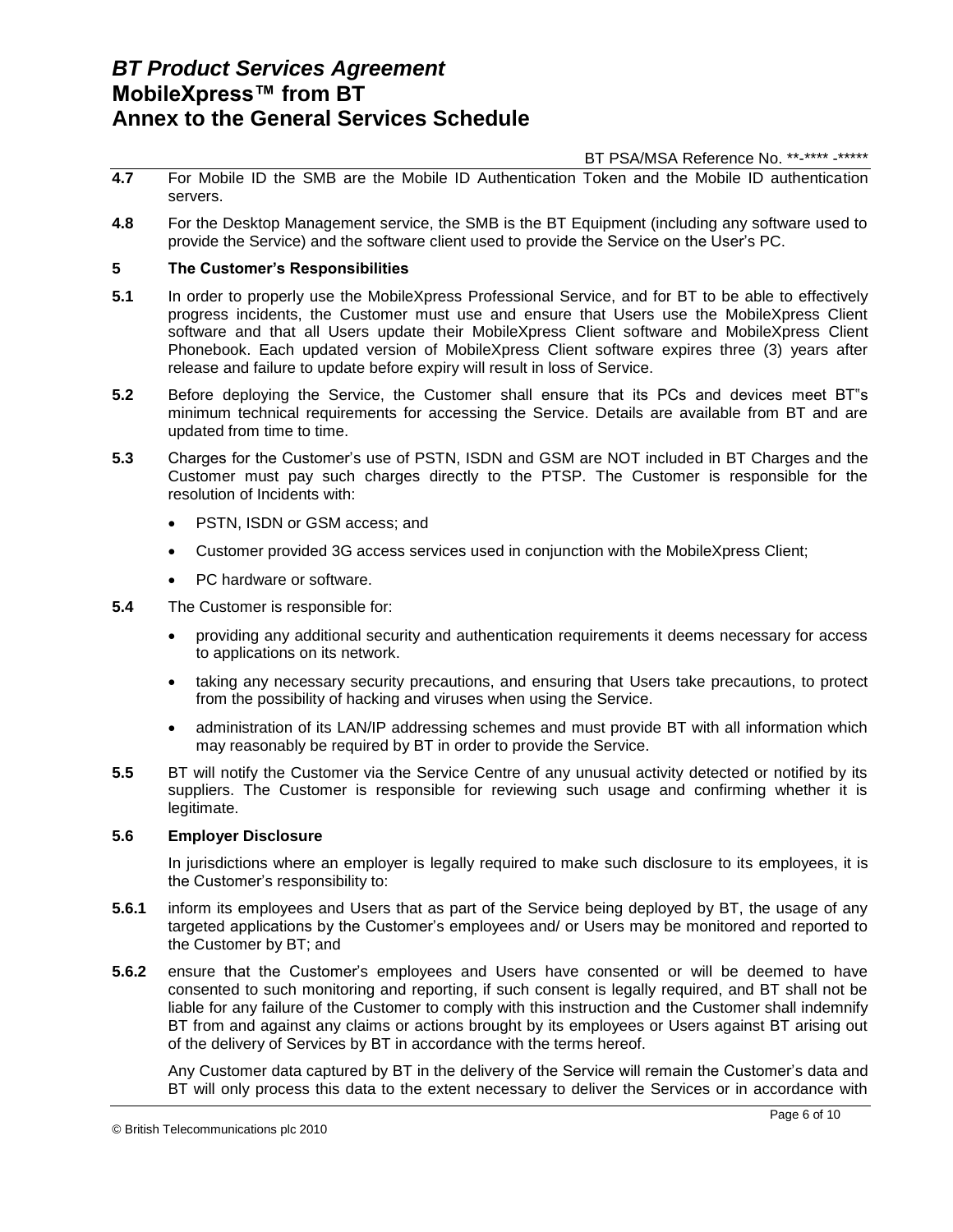**4.7** For Mobile ID the SMB are the Mobile ID Authentication Token and the Mobile ID authentication servers.

**4.8** For the Desktop Management service, the SMB is the BT Equipment (including any software used to provide the Service) and the software client used to provide the Service on the User's PC.

## 5 The Customer's Responsibilities

**5.1** In order to properly use the MobileXpress Professional Service, and for BT to be able to effectively progress incidents, the Customer must use and ensure that Users use the MobileXpress Client software and that all Users update their MobileXpress Client software and MobileXpress Client Phonebook. Each updated version of MobileXpress Client software expires three (3) years after release and failure to update before expiry will result in loss of Service.

**5.2** Before deploying the Service, the Customer shall ensure that its PCs and devices meet BT"s minimum technical requirements for accessing the Service. Details are available from BT and are updated from time to time.

**5.3** Charges for the Customer's use of PSTN, ISDN and GSM are NOT included in BT Charges and the Customer must pay such charges directly to the PTSP. The Customer is responsible for the resolution of Incidents with:

- PSTN, ISDN or GSM access; and
- Customer provided 3G access services used in conjunction with the MobileXpress Client;
- PC hardware or software.

**5.4** The Customer is responsible for:

- providing any additional security and authentication requirements it deems necessary for access to applications on its network.
- taking any necessary security precautions, and ensuring that Users take precautions, to protect from the possibility of hacking and viruses when using the Service.
- administration of its LAN/IP addressing schemes and must provide BT with all information which may reasonably be required by BT in order to provide the Service.

**5.5** BT will notify the Customer via the Service Centre of any unusual activity detected or notified by its suppliers. The Customer is responsible for reviewing such usage and confirming whether it is legitimate.

### 5.6 Employer Disclosure

In jurisdictions where an employer is legally required to make such disclosure to its employees, it is the Customer's responsibility to:

**5.6.1** inform its employees and Users that as part of the Service being deployed by BT, the usage of any targeted applications by the Customer's employees and/ or Users may be monitored and reported to the Customer by BT; and

**5.6.2** ensure that the Customer's employees and Users have consented or will be deemed to have consented to such monitoring and reporting, if such consent is legally required, and BT shall not be liable for any failure of the Customer to comply with this instruction and the Customer shall indemnify BT from and against any claims or actions brought by its employees or Users against BT arising out of the delivery of Services by BT in accordance with the terms hereof.

Any Customer data captured by BT in the delivery of the Service will remain the Customer's data and BT will only process this data to the extent necessary to deliver the Services or in accordance with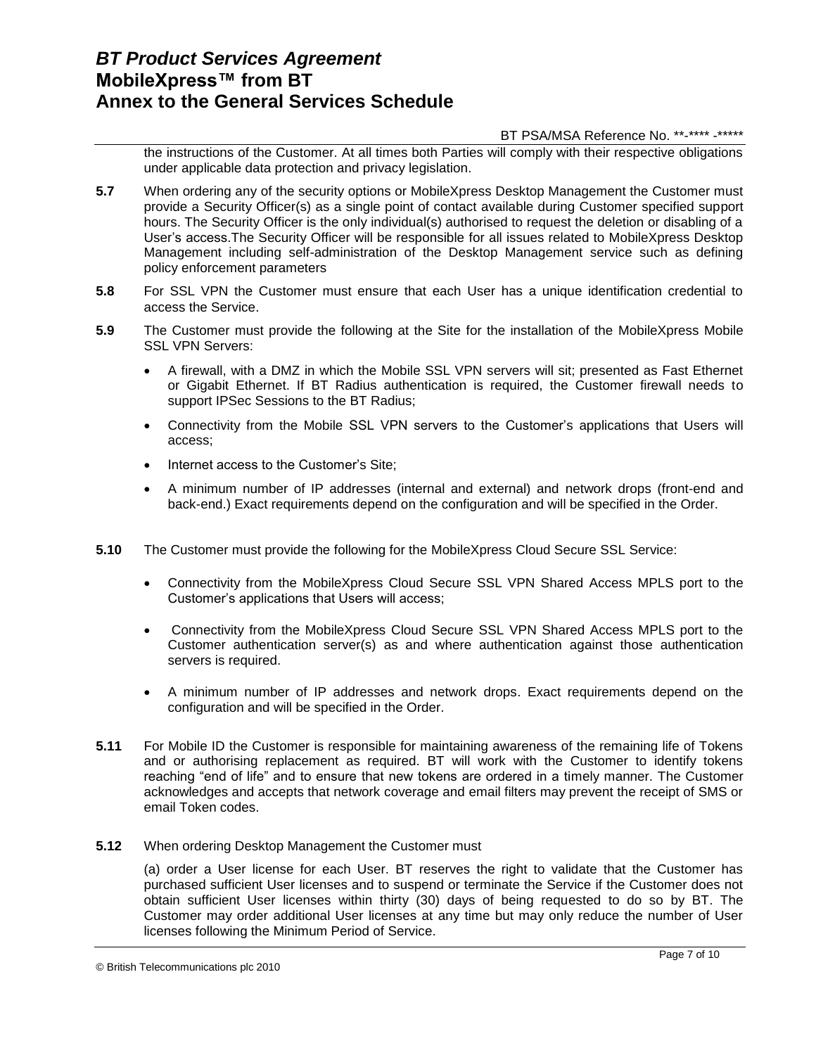the instructions of the Customer. At all times both Parties will comply with their respective obligations under applicable data protection and privacy legislation.

**5.7** When ordering any of the security options or MobileXpress Desktop Management the Customer must provide a Security Officer(s) as a single point of contact available during Customer specified support hours. The Security Officer is the only individual(s) authorised to request the deletion or disabling of a User's access.The Security Officer will be responsible for all issues related to MobileXpress Desktop Management including self-administration of the Desktop Management service such as defining policy enforcement parameters

**5.8** For SSL VPN the Customer must ensure that each User has a unique identification credential to access the Service.

**5.9** The Customer must provide the following at the Site for the installation of the MobileXpress Mobile SSL VPN Servers:

- A firewall, with a DMZ in which the Mobile SSL VPN servers will sit; presented as Fast Ethernet or Gigabit Ethernet. If BT Radius authentication is required, the Customer firewall needs to support IPSec Sessions to the BT Radius;
- Connectivity from the Mobile SSL VPN servers to the Customer's applications that Users will access;
- Internet access to the Customer's Site;
- A minimum number of IP addresses (internal and external) and network drops (front-end and back-end.) Exact requirements depend on the configuration and will be specified in the Order.

**5.10** The Customer must provide the following for the MobileXpress Cloud Secure SSL Service:

- Connectivity from the MobileXpress Cloud Secure SSL VPN Shared Access MPLS port to the Customer's applications that Users will access;
- Connectivity from the MobileXpress Cloud Secure SSL VPN Shared Access MPLS port to the Customer authentication server(s) as and where authentication against those authentication servers is required.
- A minimum number of IP addresses and network drops. Exact requirements depend on the configuration and will be specified in the Order.

**5.11** For Mobile ID the Customer is responsible for maintaining awareness of the remaining life of Tokens and or authorising replacement as required. BT will work with the Customer to identify tokens reaching "end of life" and to ensure that new tokens are ordered in a timely manner. The Customer acknowledges and accepts that network coverage and email filters may prevent the receipt of SMS or email Token codes.

**5.12** When ordering Desktop Management the Customer must

(a) order a User license for each User. BT reserves the right to validate that the Customer has purchased sufficient User licenses and to suspend or terminate the Service if the Customer does not obtain sufficient User licenses within thirty (30) days of being requested to do so by BT. The Customer may order additional User licenses at any time but may only reduce the number of User licenses following the Minimum Period of Service.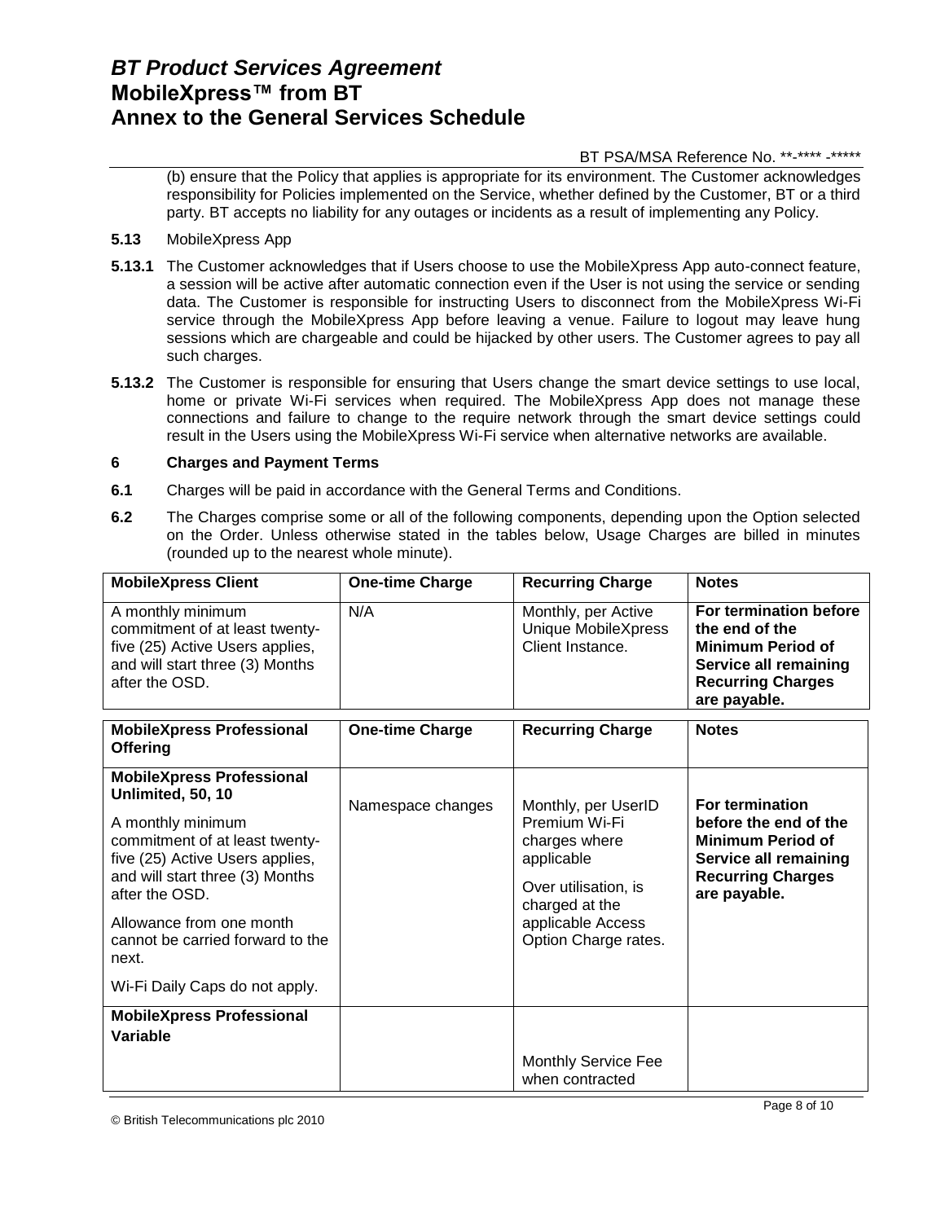(b) ensure that the Policy that applies is appropriate for its environment. The Customer acknowledges responsibility for Policies implemented on the Service, whether defined by the Customer, BT or a third party. BT accepts no liability for any outages or incidents as a result of implementing any Policy.

**5.13** MobileXpress App

**5.13.1** The Customer acknowledges that if Users choose to use the MobileXpress App auto-connect feature, a session will be active after automatic connection even if the User is not using the service or sending data. The Customer is responsible for instructing Users to disconnect from the MobileXpress Wi-Fi service through the MobileXpress App before leaving a venue. Failure to logout may leave hung sessions which are chargeable and could be hijacked by other users. The Customer agrees to pay all such charges.

**5.13.2** The Customer is responsible for ensuring that Users change the smart device settings to use local, home or private Wi-Fi services when required. The MobileXpress App does not manage these connections and failure to change to the require network through the smart device settings could result in the Users using the MobileXpress Wi-Fi service when alternative networks are available.

## 6 Charges and Payment Terms

**6.1** Charges will be paid in accordance with the General Terms and Conditions.

**6.2** The Charges comprise some or all of the following components, depending upon the Option selected on the Order. Unless otherwise stated in the tables below, Usage Charges are billed in minutes (rounded up to the nearest whole minute).

| MobileXpress Client | One-time Charge | Recurring Charge | Notes |
|---|---|---|---|
| A monthly minimum commitment of at least twenty-five (25) Active Users applies, and will start three (3) Months after the OSD. | N/A | Monthly, per Active Unique MobileXpress Client Instance. | **For termination before the end of the Minimum Period of Service all remaining Recurring Charges are payable.** |

| MobileXpress Professional Offering | One-time Charge | Recurring Charge | Notes |
|---|---|---|---|
| **MobileXpress Professional Unlimited, 50, 10**<br><br>A monthly minimum commitment of at least twenty-five (25) Active Users applies, and will start three (3) Months after the OSD.<br><br>Allowance from one month cannot be carried forward to the next.<br><br>Wi-Fi Daily Caps do not apply. | Namespace changes | Monthly, per UserID Premium Wi-Fi charges where applicable<br><br>Over utilisation, is charged at the applicable Access Option Charge rates. | **For termination before the end of the Minimum Period of Service all remaining Recurring Charges are payable.** |
| **MobileXpress Professional Variable** | | Monthly Service Fee when contracted | |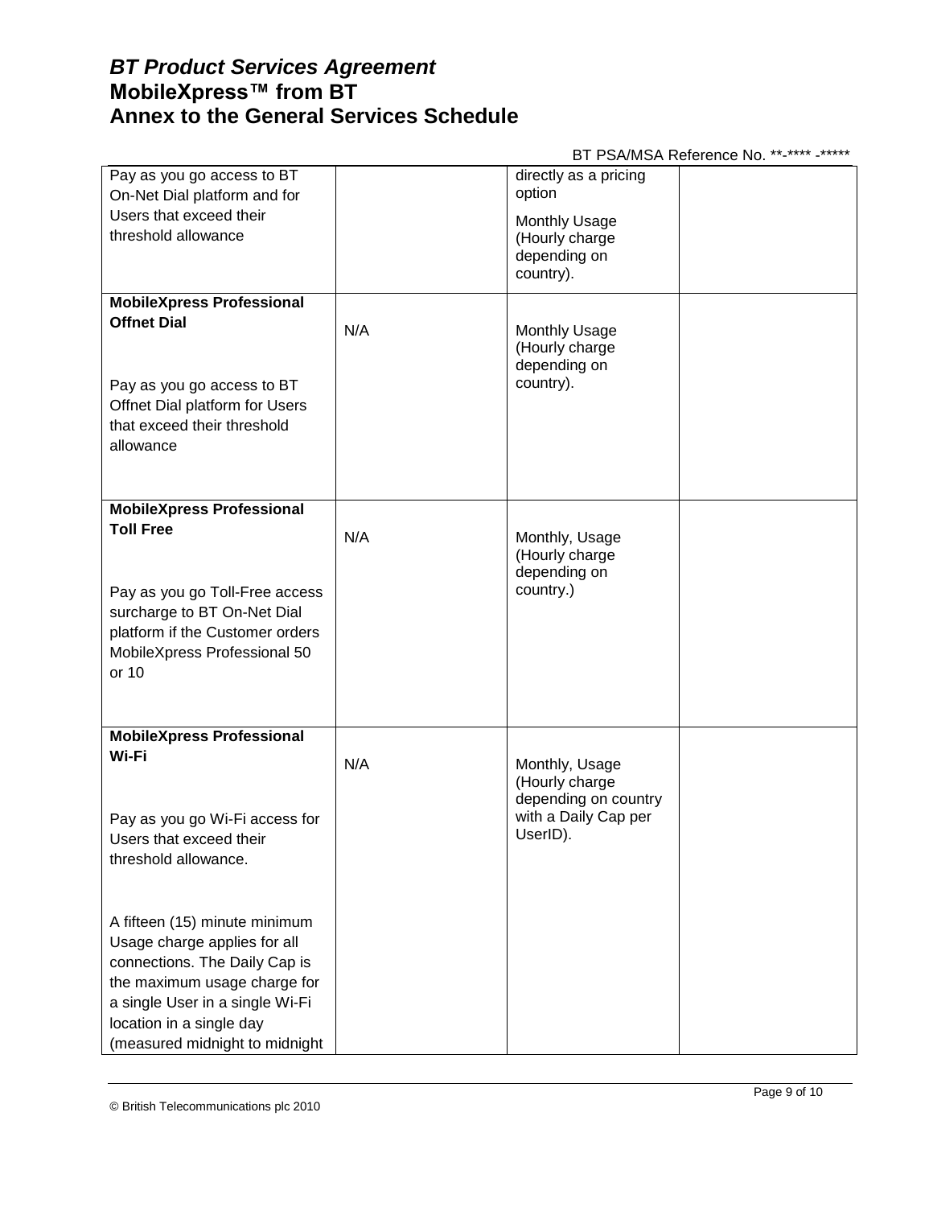| | | | |
|---|---|---|---|
| Pay as you go access to BT On-Net Dial platform and for Users that exceed their threshold allowance | | directly as a pricing option<br><br>Monthly Usage (Hourly charge depending on country). | |
| **MobileXpress Professional Offnet Dial**<br><br>Pay as you go access to BT Offnet Dial platform for Users that exceed their threshold allowance | N/A | Monthly Usage (Hourly charge depending on country). | |
| **MobileXpress Professional Toll Free**<br><br>Pay as you go Toll-Free access surcharge to BT On-Net Dial platform if the Customer orders MobileXpress Professional 50 or 10 | N/A | Monthly, Usage (Hourly charge depending on country.) | |
| **MobileXpress Professional Wi-Fi**<br><br>Pay as you go Wi-Fi access for Users that exceed their threshold allowance.<br><br>A fifteen (15) minute minimum Usage charge applies for all connections. The Daily Cap is the maximum usage charge for a single User in a single Wi-Fi location in a single day (measured midnight to midnight | N/A | Monthly, Usage (Hourly charge depending on country with a Daily Cap per UserID). | |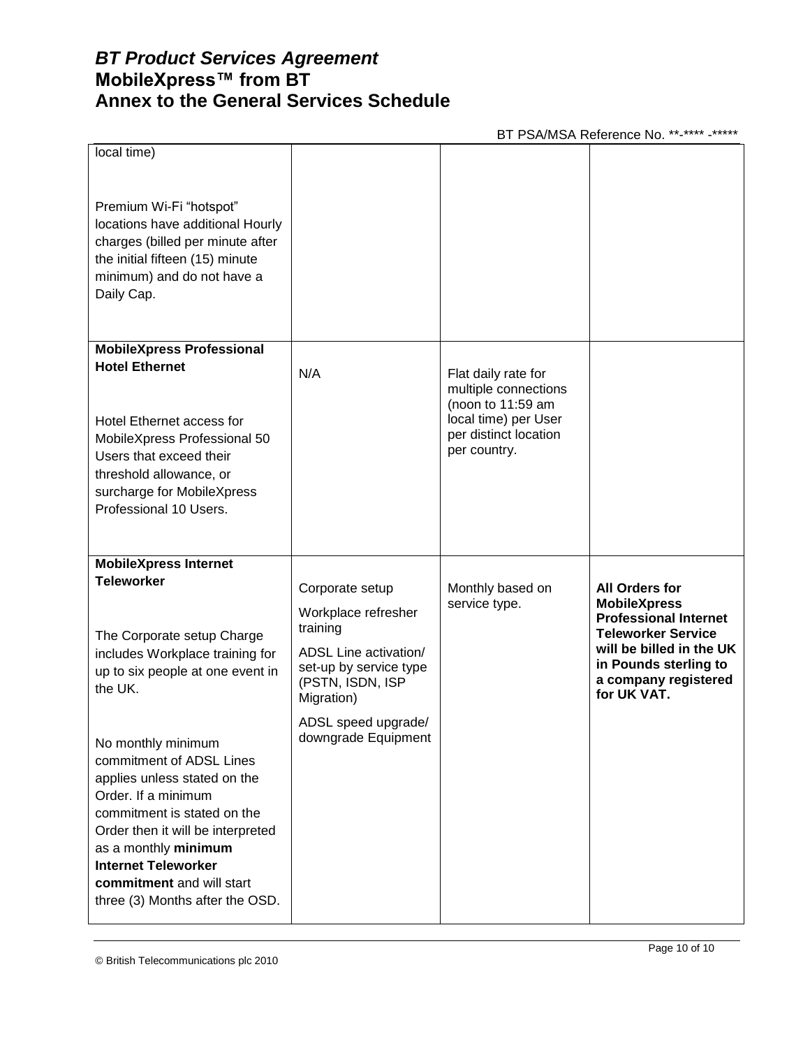| | | | |
|---|---|---|---|
| local time)<br><br>Premium Wi-Fi "hotspot" locations have additional Hourly charges (billed per minute after the initial fifteen (15) minute minimum) and do not have a Daily Cap. | | | |
| **MobileXpress Professional Hotel Ethernet**<br><br>Hotel Ethernet access for MobileXpress Professional 50 Users that exceed their threshold allowance, or surcharge for MobileXpress Professional 10 Users. | N/A | Flat daily rate for multiple connections (noon to 11:59 am local time) per User per distinct location per country. | |
| **MobileXpress Internet Teleworker**<br><br>The Corporate setup Charge includes Workplace training for up to six people at one event in the UK.<br><br>No monthly minimum commitment of ADSL Lines applies unless stated on the Order. If a minimum commitment is stated on the Order then it will be interpreted as a monthly **minimum Internet Teleworker commitment** and will start three (3) Months after the OSD. | Corporate setup<br><br>Workplace refresher training<br><br>ADSL Line activation/ set-up by service type (PSTN, ISDN, ISP Migration)<br><br>ADSL speed upgrade/ downgrade Equipment | Monthly based on service type. | **All Orders for MobileXpress Professional Internet Teleworker Service will be billed in the UK in Pounds sterling to a company registered for UK VAT.** |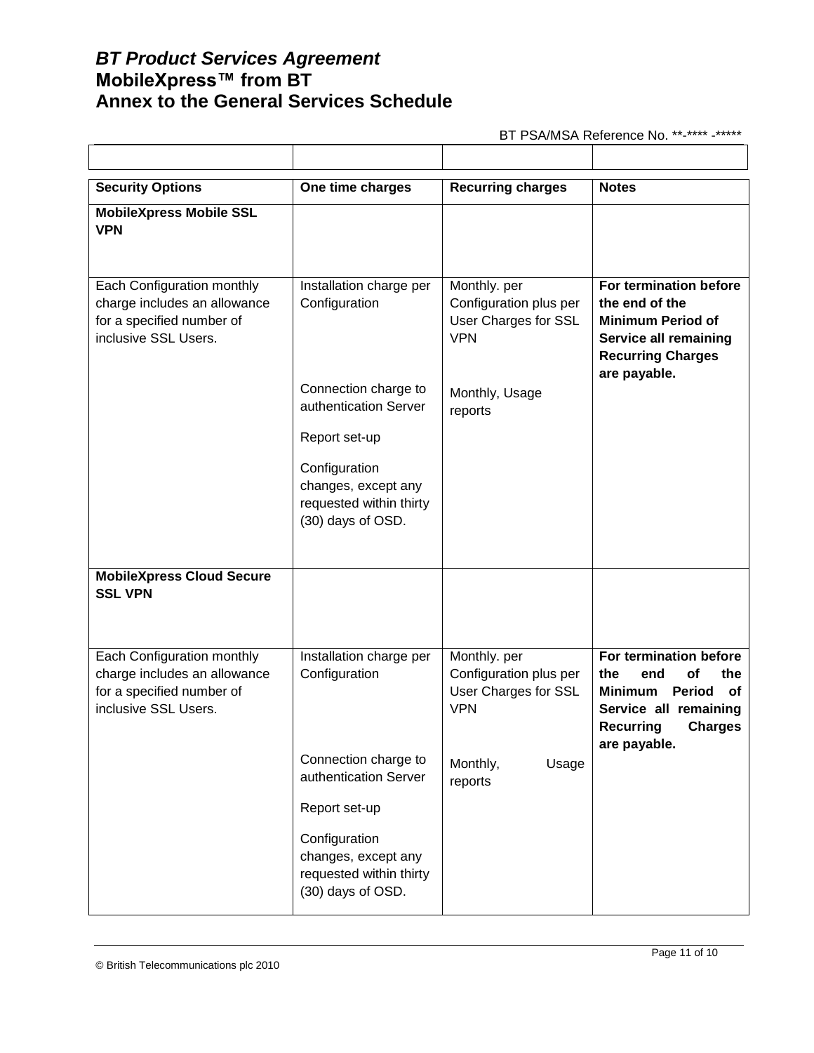BT PSA/MSA Reference No. **-**** -*****

| | | | |
|---|---|---|---|

| Security Options | One time charges | Recurring charges | Notes |
|---|---|---|---|
| **MobileXpress Mobile SSL VPN** | | | |
| Each Configuration monthly charge includes an allowance for a specified number of inclusive SSL Users. | Installation charge per Configuration<br><br>Connection charge to authentication Server<br><br>Report set-up<br><br>Configuration changes, except any requested within thirty (30) days of OSD. | Monthly. per Configuration plus per User Charges for SSL VPN<br><br>Monthly, Usage reports | **For termination before the end of the Minimum Period of Service all remaining Recurring Charges are payable.** |
| **MobileXpress Cloud Secure SSL VPN** | | | |
| Each Configuration monthly charge includes an allowance for a specified number of inclusive SSL Users. | Installation charge per Configuration<br><br>Connection charge to authentication Server<br><br>Report set-up<br><br>Configuration changes, except any requested within thirty (30) days of OSD. | Monthly. per Configuration plus per User Charges for SSL VPN<br><br>Monthly, Usage reports | **For termination before the end of the Minimum Period of Service all remaining Recurring Charges are payable.** |

© British Telecommunications plc 2010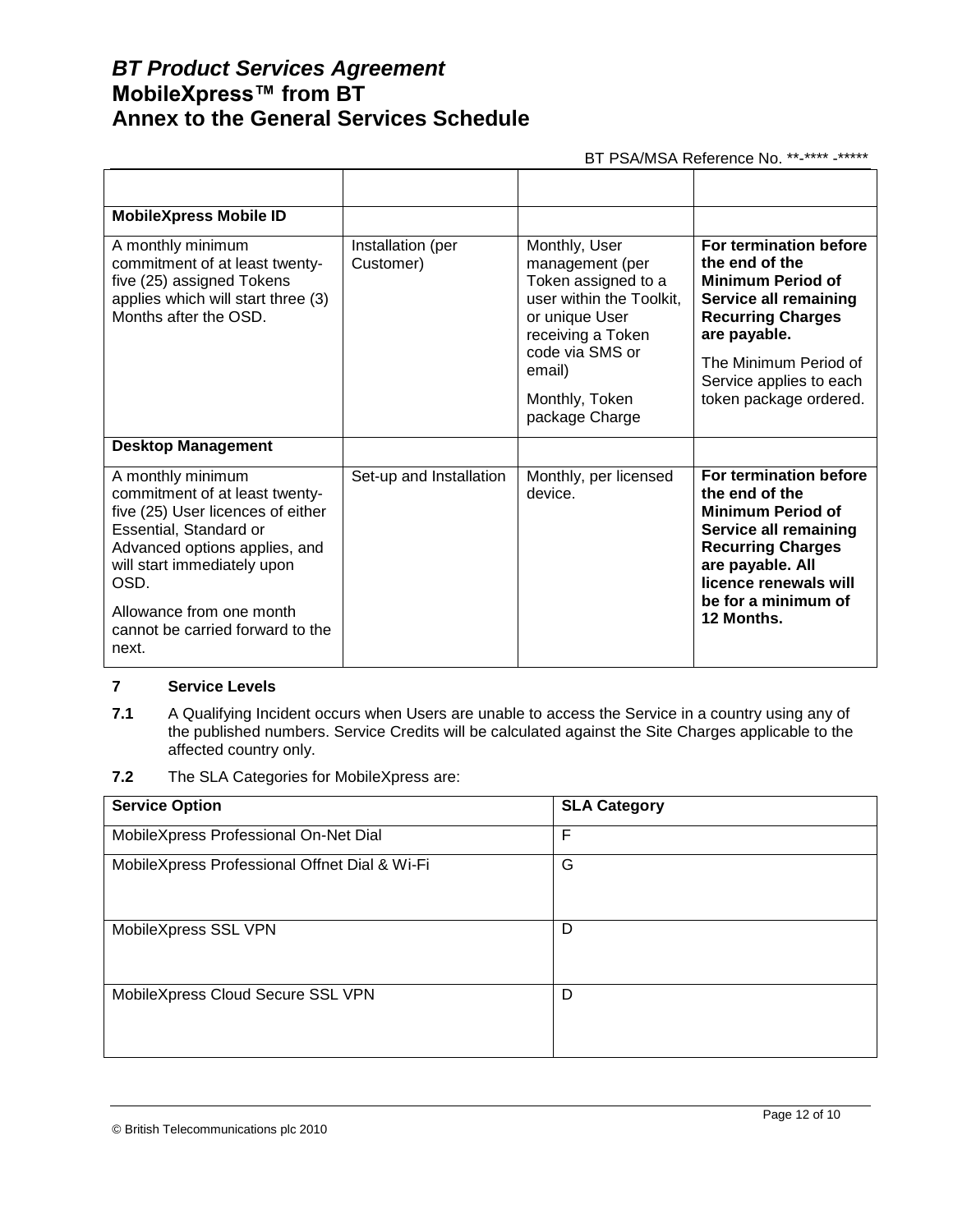| | | | |
|---|---|---|---|
| **MobileXpress Mobile ID** | | | |
| A monthly minimum commitment of at least twenty-five (25) assigned Tokens applies which will start three (3) Months after the OSD. | Installation (per Customer) | Monthly, User management (per Token assigned to a user within the Toolkit, or unique User receiving a Token code via SMS or email)<br><br>Monthly, Token package Charge | **For termination before the end of the Minimum Period of Service all remaining Recurring Charges are payable.**<br><br>The Minimum Period of Service applies to each token package ordered. |
| **Desktop Management** | | | |
| A monthly minimum commitment of at least twenty-five (25) User licences of either Essential, Standard or Advanced options applies, and will start immediately upon OSD.<br><br>Allowance from one month cannot be carried forward to the next. | Set-up and Installation | Monthly, per licensed device. | **For termination before the end of the Minimum Period of Service all remaining Recurring Charges are payable. All licence renewals will be for a minimum of 12 Months.** |

**7 Service Levels**

**7.1** A Qualifying Incident occurs when Users are unable to access the Service in a country using any of the published numbers. Service Credits will be calculated against the Site Charges applicable to the affected country only.

**7.2** The SLA Categories for MobileXpress are:

| Service Option | SLA Category |
|---|---|
| MobileXpress Professional On-Net Dial | F |
| MobileXpress Professional Offnet Dial & Wi-Fi | G |
| MobileXpress SSL VPN | D |
| MobileXpress Cloud Secure SSL VPN | D |

© British Telecommunications plc 2010